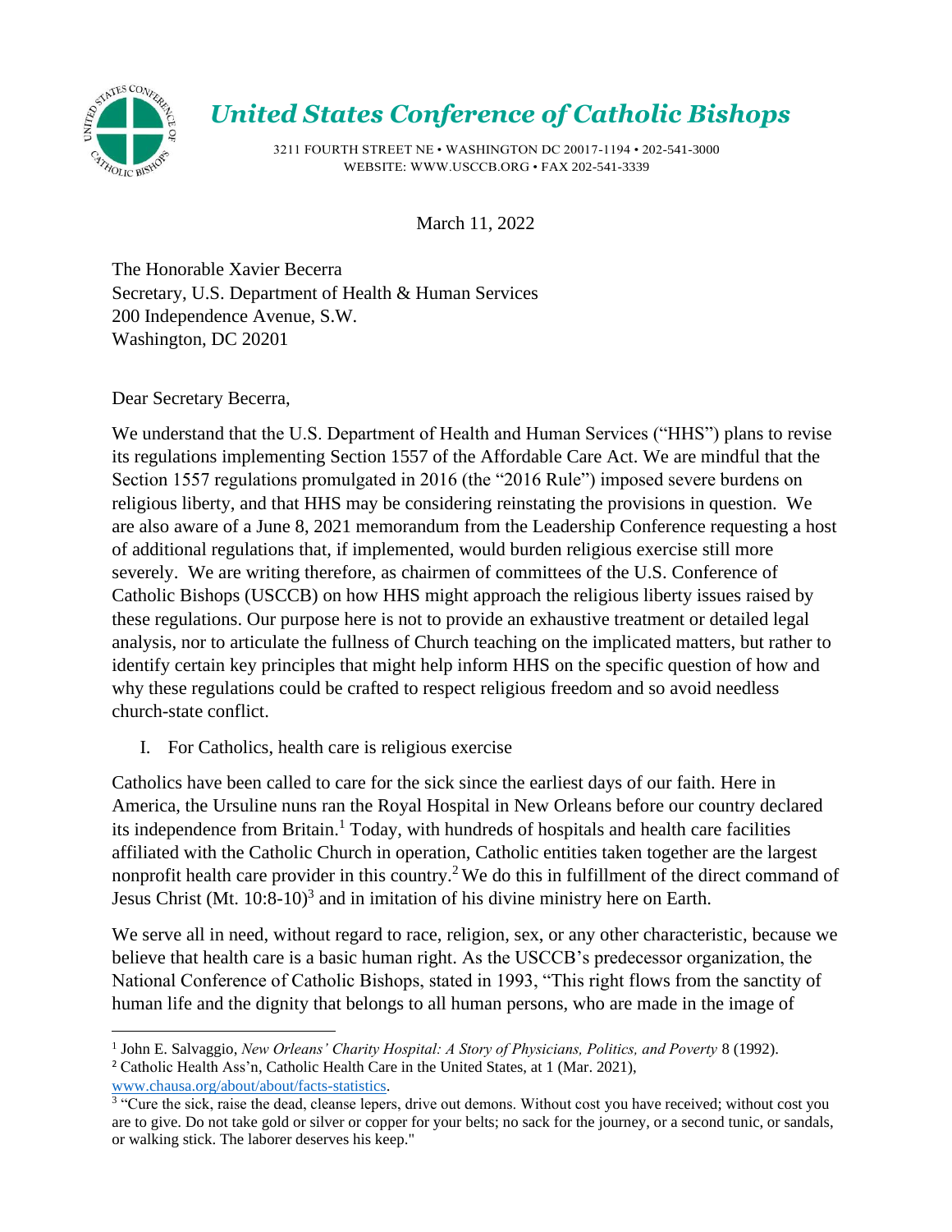# United States Conference of Catholic Bishops

3211 FOURTH STREET NE • WASHINGTON DC 20017-1194 • 202-541-3000
WEBSITE: WWW.USCCB.ORG • FAX 202-541-3339

March 11, 2022

The Honorable Xavier Becerra
Secretary, U.S. Department of Health & Human Services
200 Independence Avenue, S.W.
Washington, DC 20201

Dear Secretary Becerra,

We understand that the U.S. Department of Health and Human Services ("HHS") plans to revise its regulations implementing Section 1557 of the Affordable Care Act. We are mindful that the Section 1557 regulations promulgated in 2016 (the "2016 Rule") imposed severe burdens on religious liberty, and that HHS may be considering reinstating the provisions in question. We are also aware of a June 8, 2021 memorandum from the Leadership Conference requesting a host of additional regulations that, if implemented, would burden religious exercise still more severely. We are writing therefore, as chairmen of committees of the U.S. Conference of Catholic Bishops (USCCB) on how HHS might approach the religious liberty issues raised by these regulations. Our purpose here is not to provide an exhaustive treatment or detailed legal analysis, nor to articulate the fullness of Church teaching on the implicated matters, but rather to identify certain key principles that might help inform HHS on the specific question of how and why these regulations could be crafted to respect religious freedom and so avoid needless church-state conflict.

I. For Catholics, health care is religious exercise

Catholics have been called to care for the sick since the earliest days of our faith. Here in America, the Ursuline nuns ran the Royal Hospital in New Orleans before our country declared its independence from Britain.[1] Today, with hundreds of hospitals and health care facilities affiliated with the Catholic Church in operation, Catholic entities taken together are the largest nonprofit health care provider in this country.[2] We do this in fulfillment of the direct command of Jesus Christ (Mt. 10:8-10)[3] and in imitation of his divine ministry here on Earth.

We serve all in need, without regard to race, religion, sex, or any other characteristic, because we believe that health care is a basic human right. As the USCCB's predecessor organization, the National Conference of Catholic Bishops, stated in 1993, "This right flows from the sanctity of human life and the dignity that belongs to all human persons, who are made in the image of

---

[1] John E. Salvaggio, *New Orleans' Charity Hospital: A Story of Physicians, Politics, and Poverty* 8 (1992).

[2] Catholic Health Ass'n, Catholic Health Care in the United States, at 1 (Mar. 2021), www.chausa.org/about/about/facts-statistics.

[3] "Cure the sick, raise the dead, cleanse lepers, drive out demons. Without cost you have received; without cost you are to give. Do not take gold or silver or copper for your belts; no sack for the journey, or a second tunic, or sandals, or walking stick. The laborer deserves his keep."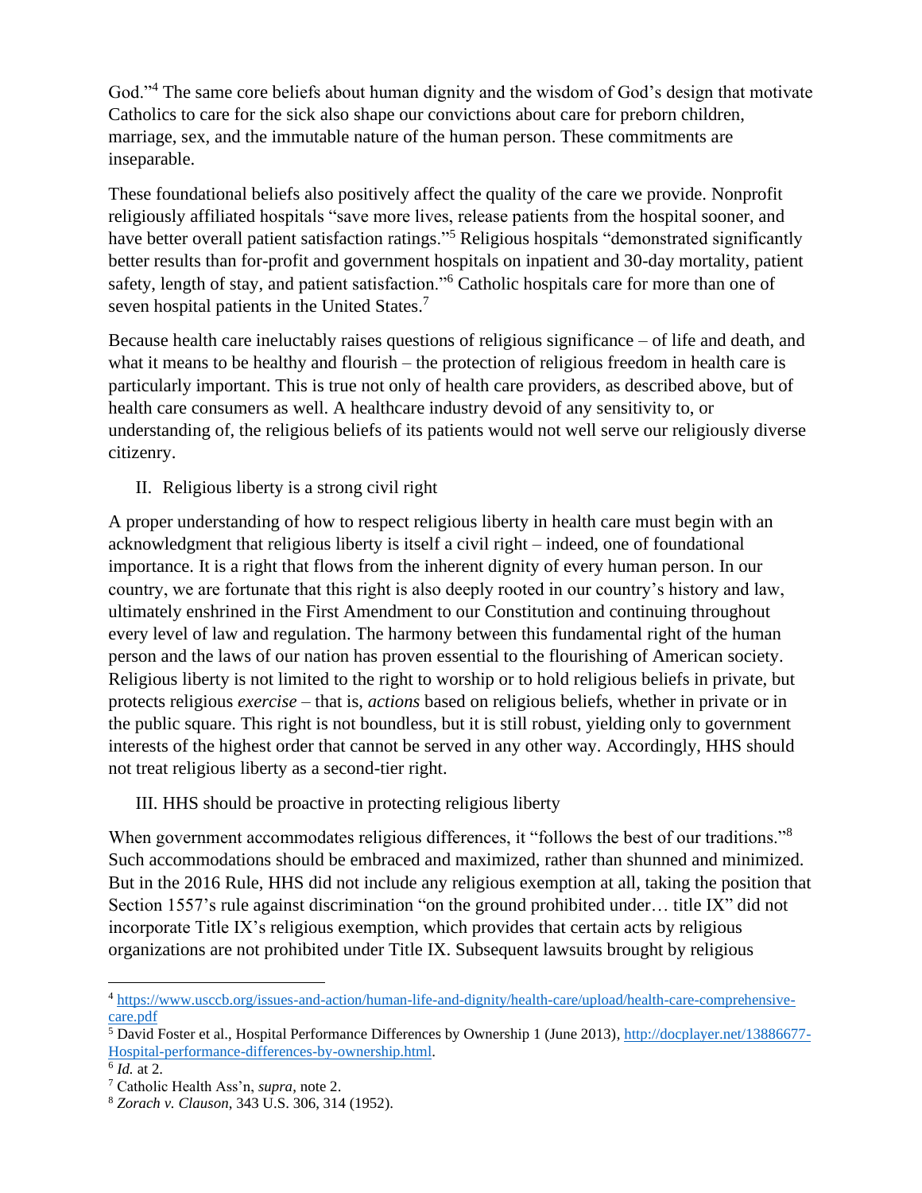God."[4] The same core beliefs about human dignity and the wisdom of God's design that motivate Catholics to care for the sick also shape our convictions about care for preborn children, marriage, sex, and the immutable nature of the human person. These commitments are inseparable.

These foundational beliefs also positively affect the quality of the care we provide. Nonprofit religiously affiliated hospitals "save more lives, release patients from the hospital sooner, and have better overall patient satisfaction ratings."[5] Religious hospitals "demonstrated significantly better results than for-profit and government hospitals on inpatient and 30-day mortality, patient safety, length of stay, and patient satisfaction."[6] Catholic hospitals care for more than one of seven hospital patients in the United States.[7]

Because health care ineluctably raises questions of religious significance – of life and death, and what it means to be healthy and flourish – the protection of religious freedom in health care is particularly important. This is true not only of health care providers, as described above, but of health care consumers as well. A healthcare industry devoid of any sensitivity to, or understanding of, the religious beliefs of its patients would not well serve our religiously diverse citizenry.

## II. Religious liberty is a strong civil right

A proper understanding of how to respect religious liberty in health care must begin with an acknowledgment that religious liberty is itself a civil right – indeed, one of foundational importance. It is a right that flows from the inherent dignity of every human person. In our country, we are fortunate that this right is also deeply rooted in our country's history and law, ultimately enshrined in the First Amendment to our Constitution and continuing throughout every level of law and regulation. The harmony between this fundamental right of the human person and the laws of our nation has proven essential to the flourishing of American society. Religious liberty is not limited to the right to worship or to hold religious beliefs in private, but protects religious *exercise* – that is, *actions* based on religious beliefs, whether in private or in the public square. This right is not boundless, but it is still robust, yielding only to government interests of the highest order that cannot be served in any other way. Accordingly, HHS should not treat religious liberty as a second-tier right.

## III. HHS should be proactive in protecting religious liberty

When government accommodates religious differences, it "follows the best of our traditions."[8] Such accommodations should be embraced and maximized, rather than shunned and minimized. But in the 2016 Rule, HHS did not include any religious exemption at all, taking the position that Section 1557's rule against discrimination "on the ground prohibited under… title IX" did not incorporate Title IX's religious exemption, which provides that certain acts by religious organizations are not prohibited under Title IX. Subsequent lawsuits brought by religious

---

[4] https://www.usccb.org/issues-and-action/human-life-and-dignity/health-care/upload/health-care-comprehensive-care.pdf

[5] David Foster et al., Hospital Performance Differences by Ownership 1 (June 2013), http://docplayer.net/13886677-Hospital-performance-differences-by-ownership.html.

[6] *Id.* at 2.

[7] Catholic Health Ass'n, *supra*, note 2.

[8] *Zorach v. Clauson*, 343 U.S. 306, 314 (1952).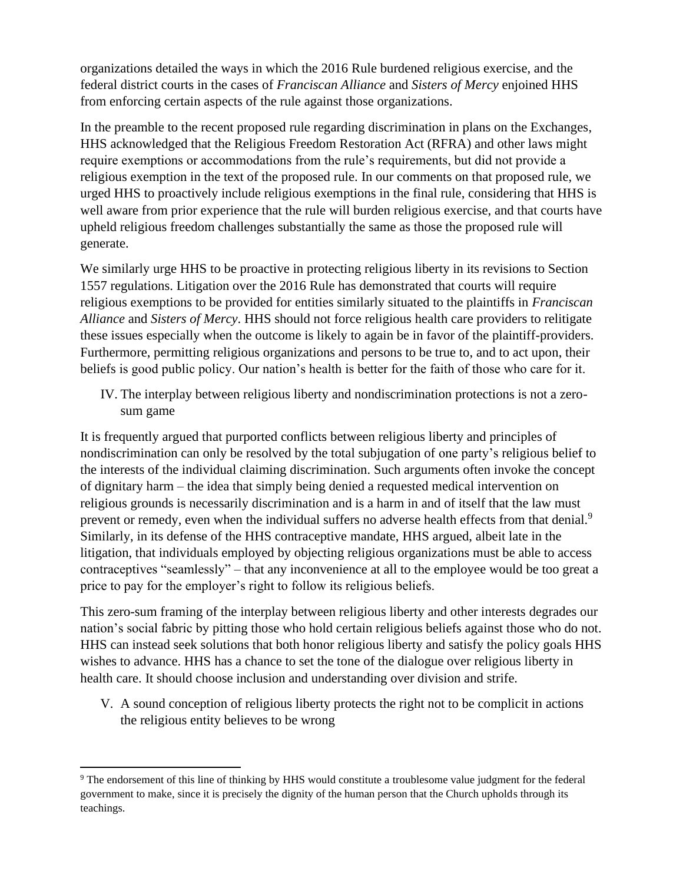organizations detailed the ways in which the 2016 Rule burdened religious exercise, and the federal district courts in the cases of *Franciscan Alliance* and *Sisters of Mercy* enjoined HHS from enforcing certain aspects of the rule against those organizations.

In the preamble to the recent proposed rule regarding discrimination in plans on the Exchanges, HHS acknowledged that the Religious Freedom Restoration Act (RFRA) and other laws might require exemptions or accommodations from the rule's requirements, but did not provide a religious exemption in the text of the proposed rule. In our comments on that proposed rule, we urged HHS to proactively include religious exemptions in the final rule, considering that HHS is well aware from prior experience that the rule will burden religious exercise, and that courts have upheld religious freedom challenges substantially the same as those the proposed rule will generate.

We similarly urge HHS to be proactive in protecting religious liberty in its revisions to Section 1557 regulations. Litigation over the 2016 Rule has demonstrated that courts will require religious exemptions to be provided for entities similarly situated to the plaintiffs in *Franciscan Alliance* and *Sisters of Mercy*. HHS should not force religious health care providers to relitigate these issues especially when the outcome is likely to again be in favor of the plaintiff-providers. Furthermore, permitting religious organizations and persons to be true to, and to act upon, their beliefs is good public policy. Our nation's health is better for the faith of those who care for it.

## IV. The interplay between religious liberty and nondiscrimination protections is not a zero-sum game

It is frequently argued that purported conflicts between religious liberty and principles of nondiscrimination can only be resolved by the total subjugation of one party's religious belief to the interests of the individual claiming discrimination. Such arguments often invoke the concept of dignitary harm – the idea that simply being denied a requested medical intervention on religious grounds is necessarily discrimination and is a harm in and of itself that the law must prevent or remedy, even when the individual suffers no adverse health effects from that denial.[9] Similarly, in its defense of the HHS contraceptive mandate, HHS argued, albeit late in the litigation, that individuals employed by objecting religious organizations must be able to access contraceptives "seamlessly" – that any inconvenience at all to the employee would be too great a price to pay for the employer's right to follow its religious beliefs.

This zero-sum framing of the interplay between religious liberty and other interests degrades our nation's social fabric by pitting those who hold certain religious beliefs against those who do not. HHS can instead seek solutions that both honor religious liberty and satisfy the policy goals HHS wishes to advance. HHS has a chance to set the tone of the dialogue over religious liberty in health care. It should choose inclusion and understanding over division and strife.

## V. A sound conception of religious liberty protects the right not to be complicit in actions the religious entity believes to be wrong

---

[9] The endorsement of this line of thinking by HHS would constitute a troublesome value judgment for the federal government to make, since it is precisely the dignity of the human person that the Church upholds through its teachings.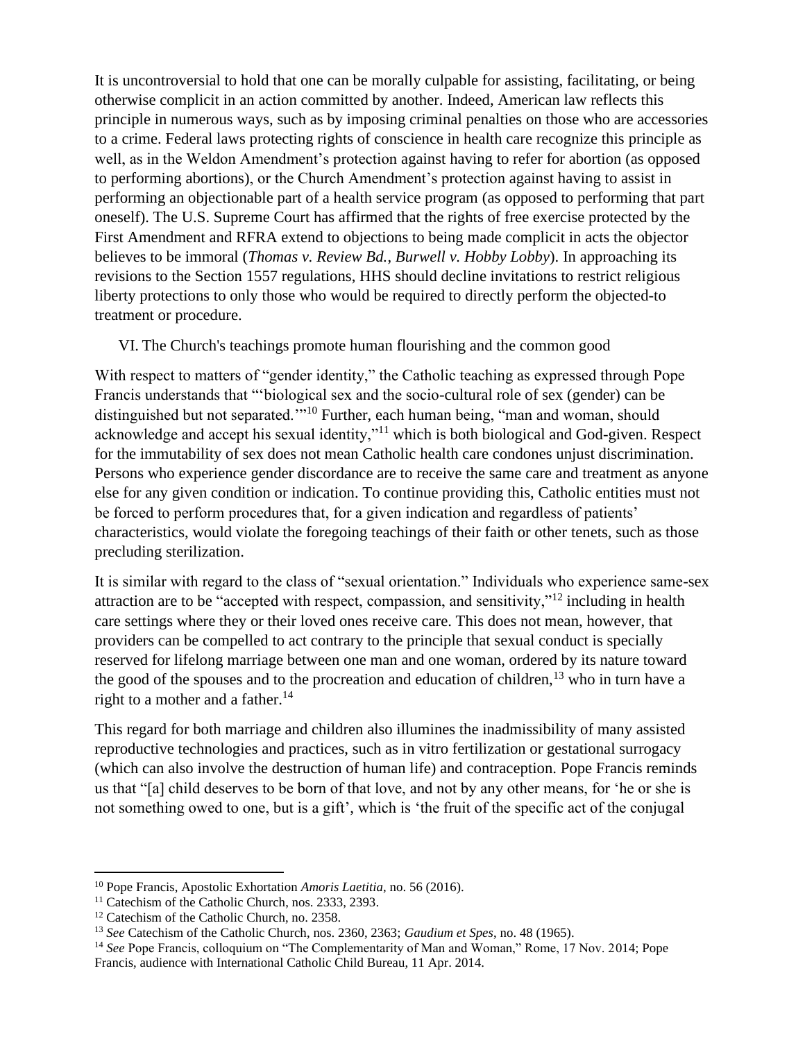It is uncontroversial to hold that one can be morally culpable for assisting, facilitating, or being otherwise complicit in an action committed by another. Indeed, American law reflects this principle in numerous ways, such as by imposing criminal penalties on those who are accessories to a crime. Federal laws protecting rights of conscience in health care recognize this principle as well, as in the Weldon Amendment's protection against having to refer for abortion (as opposed to performing abortions), or the Church Amendment's protection against having to assist in performing an objectionable part of a health service program (as opposed to performing that part oneself). The U.S. Supreme Court has affirmed that the rights of free exercise protected by the First Amendment and RFRA extend to objections to being made complicit in acts the objector believes to be immoral (*Thomas v. Review Bd.*, *Burwell v. Hobby Lobby*). In approaching its revisions to the Section 1557 regulations, HHS should decline invitations to restrict religious liberty protections to only those who would be required to directly perform the objected-to treatment or procedure.

## VI. The Church's teachings promote human flourishing and the common good

With respect to matters of "gender identity," the Catholic teaching as expressed through Pope Francis understands that "'biological sex and the socio-cultural role of sex (gender) can be distinguished but not separated.'"[10] Further, each human being, "man and woman, should acknowledge and accept his sexual identity,"[11] which is both biological and God-given. Respect for the immutability of sex does not mean Catholic health care condones unjust discrimination. Persons who experience gender discordance are to receive the same care and treatment as anyone else for any given condition or indication. To continue providing this, Catholic entities must not be forced to perform procedures that, for a given indication and regardless of patients' characteristics, would violate the foregoing teachings of their faith or other tenets, such as those precluding sterilization.

It is similar with regard to the class of "sexual orientation." Individuals who experience same-sex attraction are to be "accepted with respect, compassion, and sensitivity,"[12] including in health care settings where they or their loved ones receive care. This does not mean, however, that providers can be compelled to act contrary to the principle that sexual conduct is specially reserved for lifelong marriage between one man and one woman, ordered by its nature toward the good of the spouses and to the procreation and education of children,[13] who in turn have a right to a mother and a father.[14]

This regard for both marriage and children also illumines the inadmissibility of many assisted reproductive technologies and practices, such as in vitro fertilization or gestational surrogacy (which can also involve the destruction of human life) and contraception. Pope Francis reminds us that "[a] child deserves to be born of that love, and not by any other means, for 'he or she is not something owed to one, but is a gift', which is 'the fruit of the specific act of the conjugal

---

[10] Pope Francis, Apostolic Exhortation *Amoris Laetitia*, no. 56 (2016).

[11] Catechism of the Catholic Church, nos. 2333, 2393.

[12] Catechism of the Catholic Church, no. 2358.

[13] *See* Catechism of the Catholic Church, nos. 2360, 2363; *Gaudium et Spes*, no. 48 (1965).

[14] *See* Pope Francis, colloquium on "The Complementarity of Man and Woman," Rome, 17 Nov. 2014; Pope Francis, audience with International Catholic Child Bureau, 11 Apr. 2014.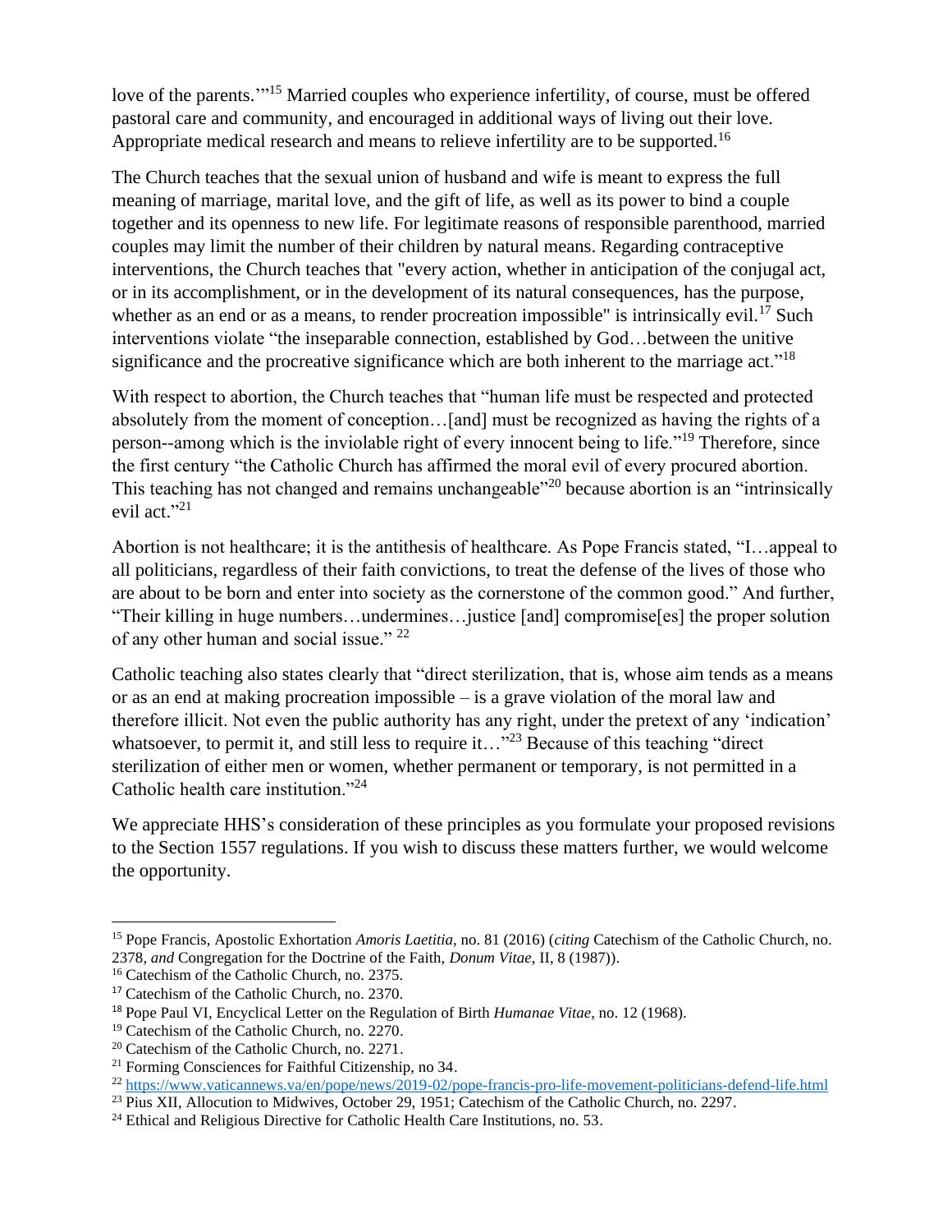love of the parents.'"[15] Married couples who experience infertility, of course, must be offered pastoral care and community, and encouraged in additional ways of living out their love. Appropriate medical research and means to relieve infertility are to be supported.[16]

The Church teaches that the sexual union of husband and wife is meant to express the full meaning of marriage, marital love, and the gift of life, as well as its power to bind a couple together and its openness to new life. For legitimate reasons of responsible parenthood, married couples may limit the number of their children by natural means. Regarding contraceptive interventions, the Church teaches that "every action, whether in anticipation of the conjugal act, or in its accomplishment, or in the development of its natural consequences, has the purpose, whether as an end or as a means, to render procreation impossible" is intrinsically evil.[17] Such interventions violate "the inseparable connection, established by God…between the unitive significance and the procreative significance which are both inherent to the marriage act."[18]

With respect to abortion, the Church teaches that "human life must be respected and protected absolutely from the moment of conception…[and] must be recognized as having the rights of a person--among which is the inviolable right of every innocent being to life."[19] Therefore, since the first century "the Catholic Church has affirmed the moral evil of every procured abortion. This teaching has not changed and remains unchangeable"[20] because abortion is an "intrinsically evil act."[21]

Abortion is not healthcare; it is the antithesis of healthcare. As Pope Francis stated, "I…appeal to all politicians, regardless of their faith convictions, to treat the defense of the lives of those who are about to be born and enter into society as the cornerstone of the common good." And further, "Their killing in huge numbers…undermines…justice [and] compromise[es] the proper solution of any other human and social issue." [22]

Catholic teaching also states clearly that "direct sterilization, that is, whose aim tends as a means or as an end at making procreation impossible – is a grave violation of the moral law and therefore illicit. Not even the public authority has any right, under the pretext of any 'indication' whatsoever, to permit it, and still less to require it…"[23] Because of this teaching "direct sterilization of either men or women, whether permanent or temporary, is not permitted in a Catholic health care institution."[24]

We appreciate HHS's consideration of these principles as you formulate your proposed revisions to the Section 1557 regulations. If you wish to discuss these matters further, we would welcome the opportunity.

---

[15] Pope Francis, Apostolic Exhortation *Amoris Laetitia*, no. 81 (2016) (*citing* Catechism of the Catholic Church, no. 2378, *and* Congregation for the Doctrine of the Faith, *Donum Vitae*, II, 8 (1987)).

[16] Catechism of the Catholic Church, no. 2375.

[17] Catechism of the Catholic Church, no. 2370.

[18] Pope Paul VI, Encyclical Letter on the Regulation of Birth *Humanae Vitae*, no. 12 (1968).

[19] Catechism of the Catholic Church, no. 2270.

[20] Catechism of the Catholic Church, no. 2271.

[21] Forming Consciences for Faithful Citizenship, no 34.

[22] https://www.vaticannews.va/en/pope/news/2019-02/pope-francis-pro-life-movement-politicians-defend-life.html

[23] Pius XII, Allocution to Midwives, October 29, 1951; Catechism of the Catholic Church, no. 2297.

[24] Ethical and Religious Directive for Catholic Health Care Institutions, no. 53.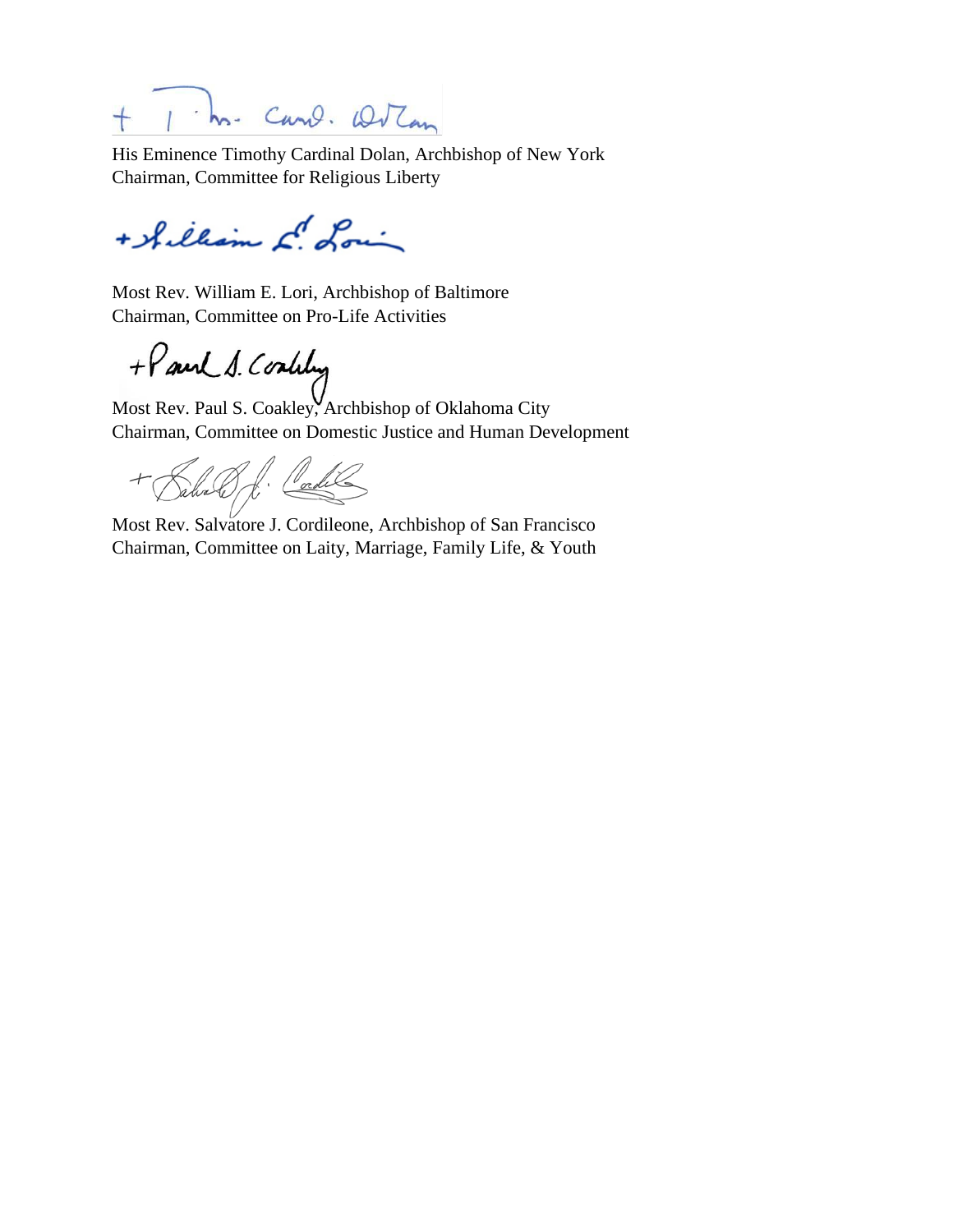His Eminence Timothy Cardinal Dolan, Archbishop of New York
Chairman, Committee for Religious Liberty

Most Rev. William E. Lori, Archbishop of Baltimore
Chairman, Committee on Pro-Life Activities

Most Rev. Paul S. Coakley, Archbishop of Oklahoma City
Chairman, Committee on Domestic Justice and Human Development

Most Rev. Salvatore J. Cordileone, Archbishop of San Francisco
Chairman, Committee on Laity, Marriage, Family Life, & Youth